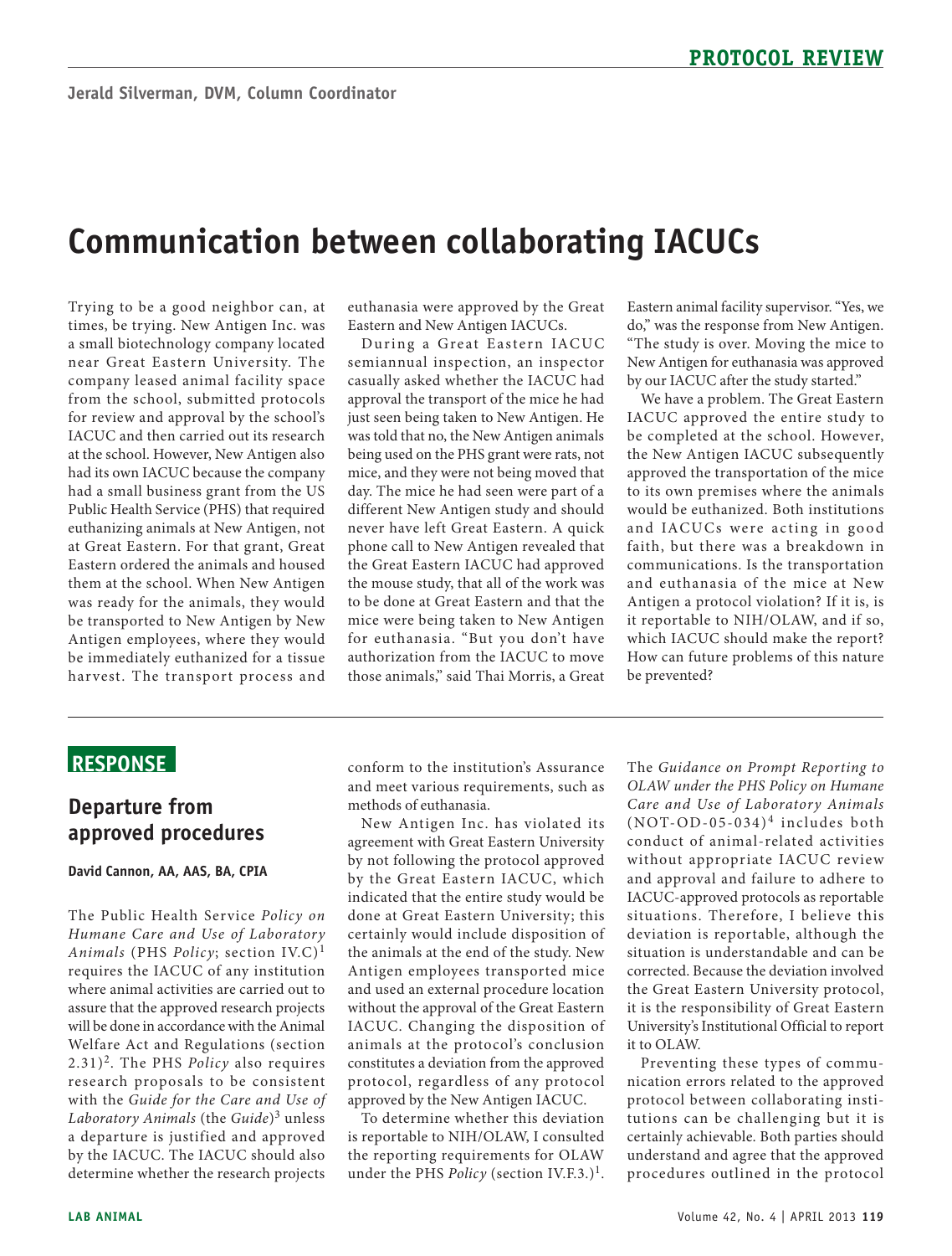PROTOCOL REVIEW

Jerald Silverman, DVM, Column Coordinator

# Communication between collaborating IACUCs

Trying to be a good neighbor can, at times, be trying. New Antigen Inc. was a small biotechnology company located near Great Eastern University. The company leased animal facility space from the school, submitted protocols for review and approval by the school's IACUC and then carried out its research at the school. However, New Antigen also had its own IACUC because the company had a small business grant from the US Public Health Service (PHS) that required euthanizing animals at New Antigen, not at Great Eastern. For that grant, Great Eastern ordered the animals and housed them at the school. When New Antigen was ready for the animals, they would be transported to New Antigen by New Antigen employees, where they would be immediately euthanized for a tissue harvest. The transport process and euthanasia were approved by the Great Eastern and New Antigen IACUCs.

During a Great Eastern IACUC semiannual inspection, an inspector casually asked whether the IACUC had approval the transport of the mice he had just seen being taken to New Antigen. He was told that no, the New Antigen animals being used on the PHS grant were rats, not mice, and they were not being moved that day. The mice he had seen were part of a different New Antigen study and should never have left Great Eastern. A quick phone call to New Antigen revealed that the Great Eastern IACUC had approved the mouse study, that all of the work was to be done at Great Eastern and that the mice were being taken to New Antigen for euthanasia. "But you don't have authorization from the IACUC to move those animals," said Thai Morris, a Great Eastern animal facility supervisor. "Yes, we do," was the response from New Antigen. "The study is over. Moving the mice to New Antigen for euthanasia was approved by our IACUC after the study started."

We have a problem. The Great Eastern IACUC approved the entire study to be completed at the school. However, the New Antigen IACUC subsequently approved the transportation of the mice to its own premises where the animals would be euthanized. Both institutions and IACUCs were acting in good faith, but there was a breakdown in communications. Is the transportation and euthanasia of the mice at New Antigen a protocol violation? If it is, is it reportable to NIH/OLAW, and if so, which IACUC should make the report? How can future problems of this nature be prevented?

## RESPONSE

### Departure from approved procedures

**David Cannon, AA, AAS, BA, CPIA**

The Public Health Service *Policy on Humane Care and Use of Laboratory Animals* (PHS *Policy*; section IV.C)[1] requires the IACUC of any institution where animal activities are carried out to assure that the approved research projects will be done in accordance with the Animal Welfare Act and Regulations (section 2.31)[2]. The PHS *Policy* also requires research proposals to be consistent with the *Guide for the Care and Use of Laboratory Animals* (the *Guide*)[3] unless a departure is justified and approved by the IACUC. The IACUC should also determine whether the research projects conform to the institution's Assurance and meet various requirements, such as methods of euthanasia.

New Antigen Inc. has violated its agreement with Great Eastern University by not following the protocol approved by the Great Eastern IACUC, which indicated that the entire study would be done at Great Eastern University; this certainly would include disposition of the animals at the end of the study. New Antigen employees transported mice and used an external procedure location without the approval of the Great Eastern IACUC. Changing the disposition of animals at the protocol's conclusion constitutes a deviation from the approved protocol, regardless of any protocol approved by the New Antigen IACUC.

To determine whether this deviation is reportable to NIH/OLAW, I consulted the reporting requirements for OLAW under the PHS *Policy* (section IV.F.3.)[1]. The *Guidance on Prompt Reporting to OLAW under the PHS Policy on Humane Care and Use of Laboratory Animals* (NOT-OD-05-034)[4] includes both conduct of animal-related activities without appropriate IACUC review and approval and failure to adhere to IACUC-approved protocols as reportable situations. Therefore, I believe this deviation is reportable, although the situation is understandable and can be corrected. Because the deviation involved the Great Eastern University protocol, it is the responsibility of Great Eastern University's Institutional Official to report it to OLAW.

Preventing these types of communication errors related to the approved protocol between collaborating institutions can be challenging but it is certainly achievable. Both parties should understand and agree that the approved procedures outlined in the protocol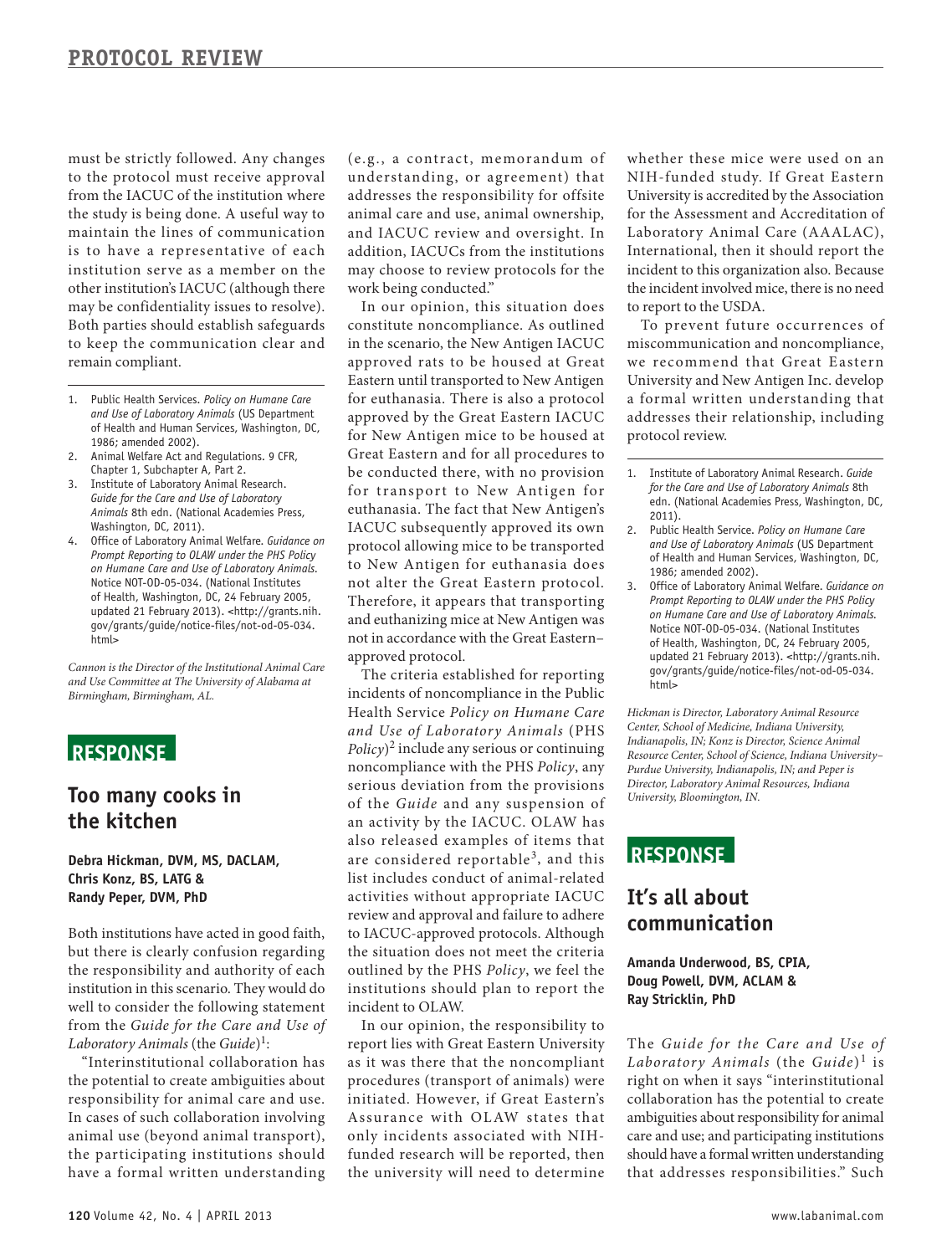must be strictly followed. Any changes to the protocol must receive approval from the IACUC of the institution where the study is being done. A useful way to maintain the lines of communication is to have a representative of each institution serve as a member on the other institution's IACUC (although there may be confidentiality issues to resolve). Both parties should establish safeguards to keep the communication clear and remain compliant.

1. Public Health Services. *Policy on Humane Care and Use of Laboratory Animals* (US Department of Health and Human Services, Washington, DC, 1986; amended 2002).
2. Animal Welfare Act and Regulations. 9 CFR, Chapter 1, Subchapter A, Part 2.
3. Institute of Laboratory Animal Research. *Guide for the Care and Use of Laboratory Animals* 8th edn. (National Academies Press, Washington, DC, 2011).
4. Office of Laboratory Animal Welfare. *Guidance on Prompt Reporting to OLAW under the PHS Policy on Humane Care and Use of Laboratory Animals.* Notice NOT-OD-05-034. (National Institutes of Health, Washington, DC, 24 February 2005, updated 21 February 2013). <http://grants.nih.gov/grants/guide/notice-files/not-od-05-034.html>

*Cannon is the Director of the Institutional Animal Care and Use Committee at The University of Alabama at Birmingham, Birmingham, AL.*

## RESPONSE

## Too many cooks in the kitchen

**Debra Hickman, DVM, MS, DACLAM, Chris Konz, BS, LATG & Randy Peper, DVM, PhD**

Both institutions have acted in good faith, but there is clearly confusion regarding the responsibility and authority of each institution in this scenario. They would do well to consider the following statement from the *Guide for the Care and Use of Laboratory Animals* (the *Guide*)[1]:

"Interinstitutional collaboration has the potential to create ambiguities about responsibility for animal care and use. In cases of such collaboration involving animal use (beyond animal transport), the participating institutions should have a formal written understanding (e.g., a contract, memorandum of understanding, or agreement) that addresses the responsibility for offsite animal care and use, animal ownership, and IACUC review and oversight. In addition, IACUCs from the institutions may choose to review protocols for the work being conducted."

In our opinion, this situation does constitute noncompliance. As outlined in the scenario, the New Antigen IACUC approved rats to be housed at Great Eastern until transported to New Antigen for euthanasia. There is also a protocol approved by the Great Eastern IACUC for New Antigen mice to be housed at Great Eastern and for all procedures to be conducted there, with no provision for transport to New Antigen for euthanasia. The fact that New Antigen's IACUC subsequently approved its own protocol allowing mice to be transported to New Antigen for euthanasia does not alter the Great Eastern protocol. Therefore, it appears that transporting and euthanizing mice at New Antigen was not in accordance with the Great Eastern–approved protocol.

The criteria established for reporting incidents of noncompliance in the Public Health Service *Policy on Humane Care and Use of Laboratory Animals* (PHS *Policy*)[2] include any serious or continuing noncompliance with the PHS *Policy*, any serious deviation from the provisions of the *Guide* and any suspension of an activity by the IACUC. OLAW has also released examples of items that are considered reportable[3], and this list includes conduct of animal-related activities without appropriate IACUC review and approval and failure to adhere to IACUC-approved protocols. Although the situation does not meet the criteria outlined by the PHS *Policy*, we feel the institutions should plan to report the incident to OLAW.

In our opinion, the responsibility to report lies with Great Eastern University as it was there that the noncompliant procedures (transport of animals) were initiated. However, if Great Eastern's Assurance with OLAW states that only incidents associated with NIH-funded research will be reported, then the university will need to determine whether these mice were used on an NIH-funded study. If Great Eastern University is accredited by the Association for the Assessment and Accreditation of Laboratory Animal Care (AAALAC), International, then it should report the incident to this organization also. Because the incident involved mice, there is no need to report to the USDA.

To prevent future occurrences of miscommunication and noncompliance, we recommend that Great Eastern University and New Antigen Inc. develop a formal written understanding that addresses their relationship, including protocol review.

1. Institute of Laboratory Animal Research. *Guide for the Care and Use of Laboratory Animals* 8th edn. (National Academies Press, Washington, DC, 2011).
2. Public Health Service. *Policy on Humane Care and Use of Laboratory Animals* (US Department of Health and Human Services, Washington, DC, 1986; amended 2002).
3. Office of Laboratory Animal Welfare. *Guidance on Prompt Reporting to OLAW under the PHS Policy on Humane Care and Use of Laboratory Animals.* Notice NOT-OD-05-034. (National Institutes of Health, Washington, DC, 24 February 2005, updated 21 February 2013). <http://grants.nih.gov/grants/guide/notice-files/not-od-05-034.html>

*Hickman is Director, Laboratory Animal Resource Center, School of Medicine, Indiana University, Indianapolis, IN; Konz is Director, Science Animal Resource Center, School of Science, Indiana University–Purdue University, Indianapolis, IN; and Peper is Director, Laboratory Animal Resources, Indiana University, Bloomington, IN.*

## RESPONSE

## It's all about communication

**Amanda Underwood, BS, CPIA, Doug Powell, DVM, ACLAM & Ray Stricklin, PhD**

The *Guide for the Care and Use of Laboratory Animals* (the *Guide*)[1] is right on when it says "interinstitutional collaboration has the potential to create ambiguities about responsibility for animal care and use; and participating institutions should have a formal written understanding that addresses responsibilities." Such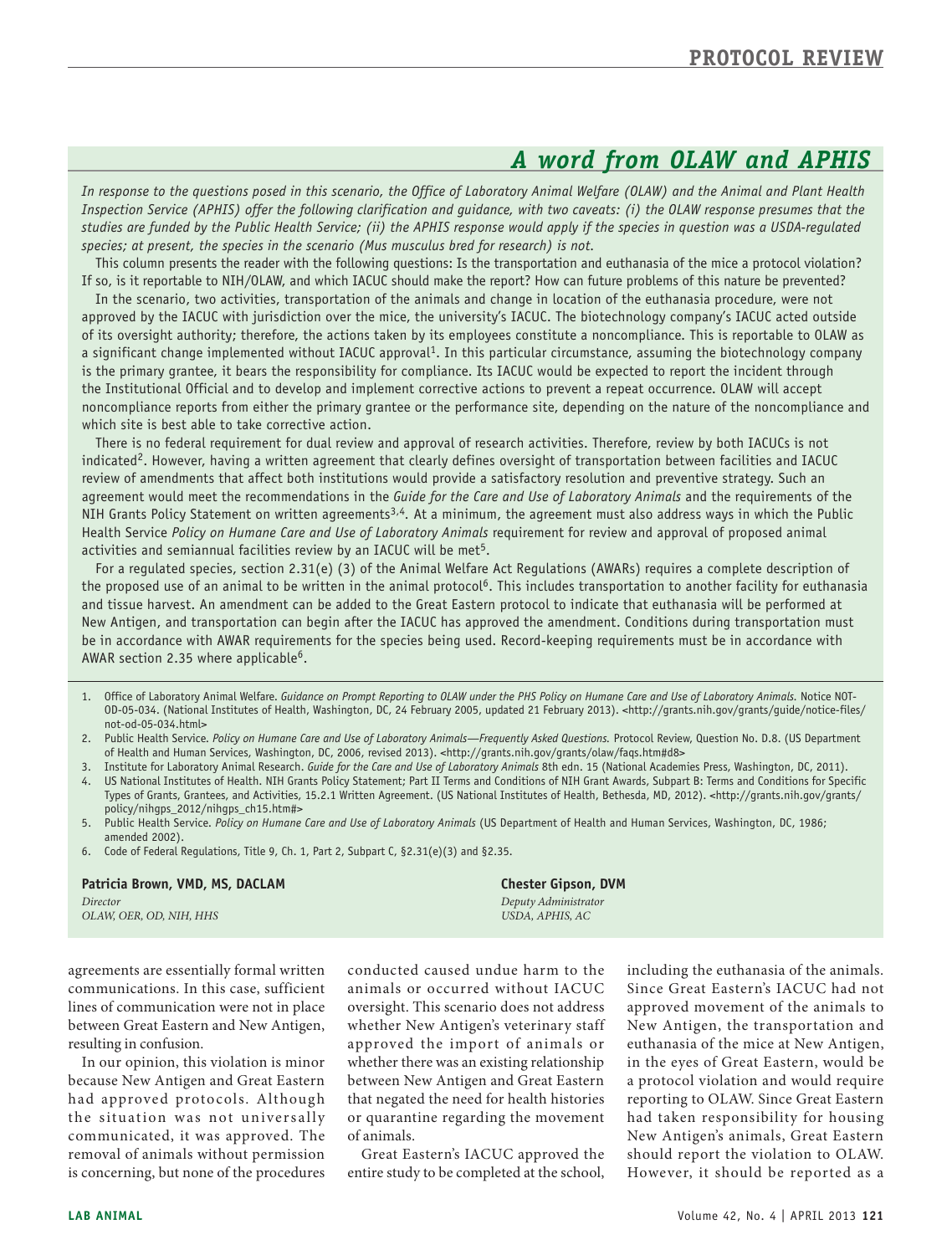## A word from OLAW and APHIS

*In response to the questions posed in this scenario, the Office of Laboratory Animal Welfare (OLAW) and the Animal and Plant Health Inspection Service (APHIS) offer the following clarification and guidance, with two caveats: (i) the OLAW response presumes that the studies are funded by the Public Health Service; (ii) the APHIS response would apply if the species in question was a USDA-regulated species; at present, the species in the scenario (Mus musculus bred for research) is not.*

This column presents the reader with the following questions: Is the transportation and euthanasia of the mice a protocol violation? If so, is it reportable to NIH/OLAW, and which IACUC should make the report? How can future problems of this nature be prevented?

In the scenario, two activities, transportation of the animals and change in location of the euthanasia procedure, were not approved by the IACUC with jurisdiction over the mice, the university's IACUC. The biotechnology company's IACUC acted outside of its oversight authority; therefore, the actions taken by its employees constitute a noncompliance. This is reportable to OLAW as a significant change implemented without IACUC approval[1]. In this particular circumstance, assuming the biotechnology company is the primary grantee, it bears the responsibility for compliance. Its IACUC would be expected to report the incident through the Institutional Official and to develop and implement corrective actions to prevent a repeat occurrence. OLAW will accept noncompliance reports from either the primary grantee or the performance site, depending on the nature of the noncompliance and which site is best able to take corrective action.

There is no federal requirement for dual review and approval of research activities. Therefore, review by both IACUCs is not indicated[2]. However, having a written agreement that clearly defines oversight of transportation between facilities and IACUC review of amendments that affect both institutions would provide a satisfactory resolution and preventive strategy. Such an agreement would meet the recommendations in the *Guide for the Care and Use of Laboratory Animals* and the requirements of the NIH Grants Policy Statement on written agreements[3,4]. At a minimum, the agreement must also address ways in which the Public Health Service *Policy on Humane Care and Use of Laboratory Animals* requirement for review and approval of proposed animal activities and semiannual facilities review by an IACUC will be met[5].

For a regulated species, section 2.31(e) (3) of the Animal Welfare Act Regulations (AWARs) requires a complete description of the proposed use of an animal to be written in the animal protocol[6]. This includes transportation to another facility for euthanasia and tissue harvest. An amendment can be added to the Great Eastern protocol to indicate that euthanasia will be performed at New Antigen, and transportation can begin after the IACUC has approved the amendment. Conditions during transportation must be in accordance with AWAR requirements for the species being used. Record-keeping requirements must be in accordance with AWAR section 2.35 where applicable[6].

1. Office of Laboratory Animal Welfare. *Guidance on Prompt Reporting to OLAW under the PHS Policy on Humane Care and Use of Laboratory Animals.* Notice NOT-OD-05-034. (National Institutes of Health, Washington, DC, 24 February 2005, updated 21 February 2013). <http://grants.nih.gov/grants/guide/notice-files/not-od-05-034.html>
2. Public Health Service. *Policy on Humane Care and Use of Laboratory Animals—Frequently Asked Questions.* Protocol Review, Question No. D.8. (US Department of Health and Human Services, Washington, DC, 2006, revised 2013). <http://grants.nih.gov/grants/olaw/faqs.htm#d8>
3. Institute for Laboratory Animal Research. *Guide for the Care and Use of Laboratory Animals* 8th edn. 15 (National Academies Press, Washington, DC, 2011).
4. US National Institutes of Health. NIH Grants Policy Statement; Part II Terms and Conditions of NIH Grant Awards, Subpart B: Terms and Conditions for Specific Types of Grants, Grantees, and Activities, 15.2.1 Written Agreement. (US National Institutes of Health, Bethesda, MD, 2012). <http://grants.nih.gov/grants/policy/nihgps_2012/nihgps_ch15.htm#>
5. Public Health Service. *Policy on Humane Care and Use of Laboratory Animals* (US Department of Health and Human Services, Washington, DC, 1986; amended 2002).
6. Code of Federal Regulations, Title 9, Ch. 1, Part 2, Subpart C, §2.31(e)(3) and §2.35.

**Patricia Brown, VMD, MS, DACLAM**
*Director*
*OLAW, OER, OD, NIH, HHS*

**Chester Gipson, DVM**
*Deputy Administrator*
*USDA, APHIS, AC*

---

agreements are essentially formal written communications. In this case, sufficient lines of communication were not in place between Great Eastern and New Antigen, resulting in confusion.

In our opinion, this violation is minor because New Antigen and Great Eastern had approved protocols. Although the situation was not universally communicated, it was approved. The removal of animals without permission is concerning, but none of the procedures conducted caused undue harm to the animals or occurred without IACUC oversight. This scenario does not address whether New Antigen's veterinary staff approved the import of animals or whether there was an existing relationship between New Antigen and Great Eastern that negated the need for health histories or quarantine regarding the movement of animals.

Great Eastern's IACUC approved the entire study to be completed at the school, including the euthanasia of the animals. Since Great Eastern's IACUC had not approved movement of the animals to New Antigen, the transportation and euthanasia of the mice at New Antigen, in the eyes of Great Eastern, would be a protocol violation and would require reporting to OLAW. Since Great Eastern had taken responsibility for housing New Antigen's animals, Great Eastern should report the violation to OLAW. However, it should be reported as a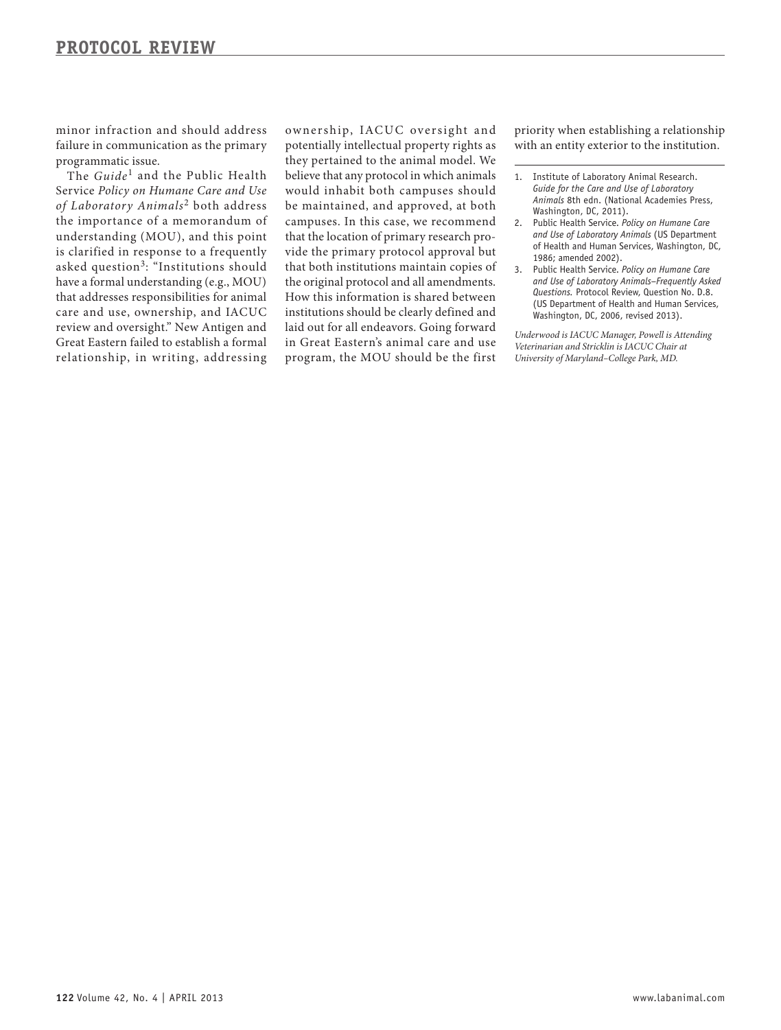minor infraction and should address failure in communication as the primary programmatic issue.

The *Guide*[1] and the Public Health Service *Policy on Humane Care and Use of Laboratory Animals*[2] both address the importance of a memorandum of understanding (MOU), and this point is clarified in response to a frequently asked question[3]: "Institutions should have a formal understanding (e.g., MOU) that addresses responsibilities for animal care and use, ownership, and IACUC review and oversight." New Antigen and Great Eastern failed to establish a formal relationship, in writing, addressing ownership, IACUC oversight and potentially intellectual property rights as they pertained to the animal model. We believe that any protocol in which animals would inhabit both campuses should be maintained, and approved, at both campuses. In this case, we recommend that the location of primary research provide the primary protocol approval but that both institutions maintain copies of the original protocol and all amendments. How this information is shared between institutions should be clearly defined and laid out for all endeavors. Going forward in Great Eastern's animal care and use program, the MOU should be the first priority when establishing a relationship with an entity exterior to the institution.

1. Institute of Laboratory Animal Research. *Guide for the Care and Use of Laboratory Animals* 8th edn. (National Academies Press, Washington, DC, 2011).
2. Public Health Service. *Policy on Humane Care and Use of Laboratory Animals* (US Department of Health and Human Services, Washington, DC, 1986; amended 2002).
3. Public Health Service. *Policy on Humane Care and Use of Laboratory Animals–Frequently Asked Questions.* Protocol Review, Question No. D.8. (US Department of Health and Human Services, Washington, DC, 2006, revised 2013).

*Underwood is IACUC Manager, Powell is Attending Veterinarian and Stricklin is IACUC Chair at University of Maryland–College Park, MD.*